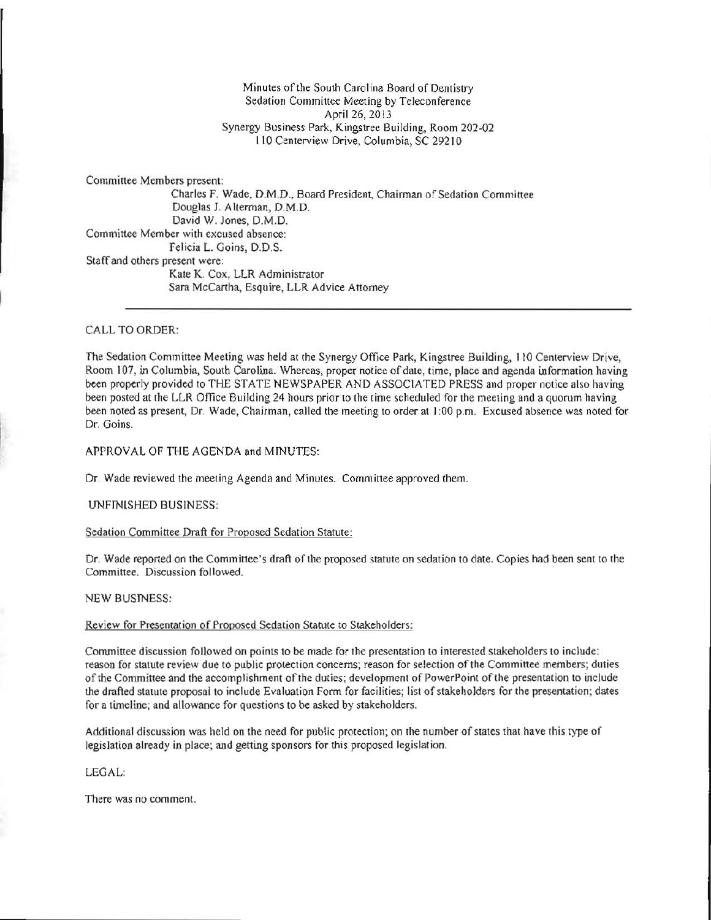Minutes of the South Carolina Board of Dentistry
Sedation Committee Meeting by Teleconference
April 26, 2013
Synergy Business Park, Kingstree Building, Room 202-02
110 Centerview Drive, Columbia, SC 29210

Committee Members present:
- Charles F. Wade, D.M.D., Board President, Chairman of Sedation Committee
- Douglas J. Alterman, D.M.D.
- David W. Jones, D.M.D.

Committee Member with excused absence:
- Felicia L. Goins, D.D.S.

Staff and others present were:
- Kate K. Cox, LLR Administrator
- Sara McCartha, Esquire, LLR Advice Attorney

---

CALL TO ORDER:

The Sedation Committee Meeting was held at the Synergy Office Park, Kingstree Building, 110 Centerview Drive, Room 107, in Columbia, South Carolina. Whereas, proper notice of date, time, place and agenda information having been properly provided to THE STATE NEWSPAPER AND ASSOCIATED PRESS and proper notice also having been posted at the LLR Office Building 24 hours prior to the time scheduled for the meeting and a quorum having been noted as present, Dr. Wade, Chairman, called the meeting to order at 1:00 p.m. Excused absence was noted for Dr. Goins.

APPROVAL OF THE AGENDA and MINUTES:

Dr. Wade reviewed the meeting Agenda and Minutes. Committee approved them.

UNFINISHED BUSINESS:

Sedation Committee Draft for Proposed Sedation Statute:

Dr. Wade reported on the Committee's draft of the proposed statute on sedation to date. Copies had been sent to the Committee. Discussion followed.

NEW BUSINESS:

Review for Presentation of Proposed Sedation Statute to Stakeholders:

Committee discussion followed on points to be made for the presentation to interested stakeholders to include: reason for statute review due to public protection concerns; reason for selection of the Committee members; duties of the Committee and the accomplishment of the duties; development of PowerPoint of the presentation to include the drafted statute proposal to include Evaluation Form for facilities; list of stakeholders for the presentation; dates for a timeline; and allowance for questions to be asked by stakeholders.

Additional discussion was held on the need for public protection; on the number of states that have this type of legislation already in place; and getting sponsors for this proposed legislation.

LEGAL:

There was no comment.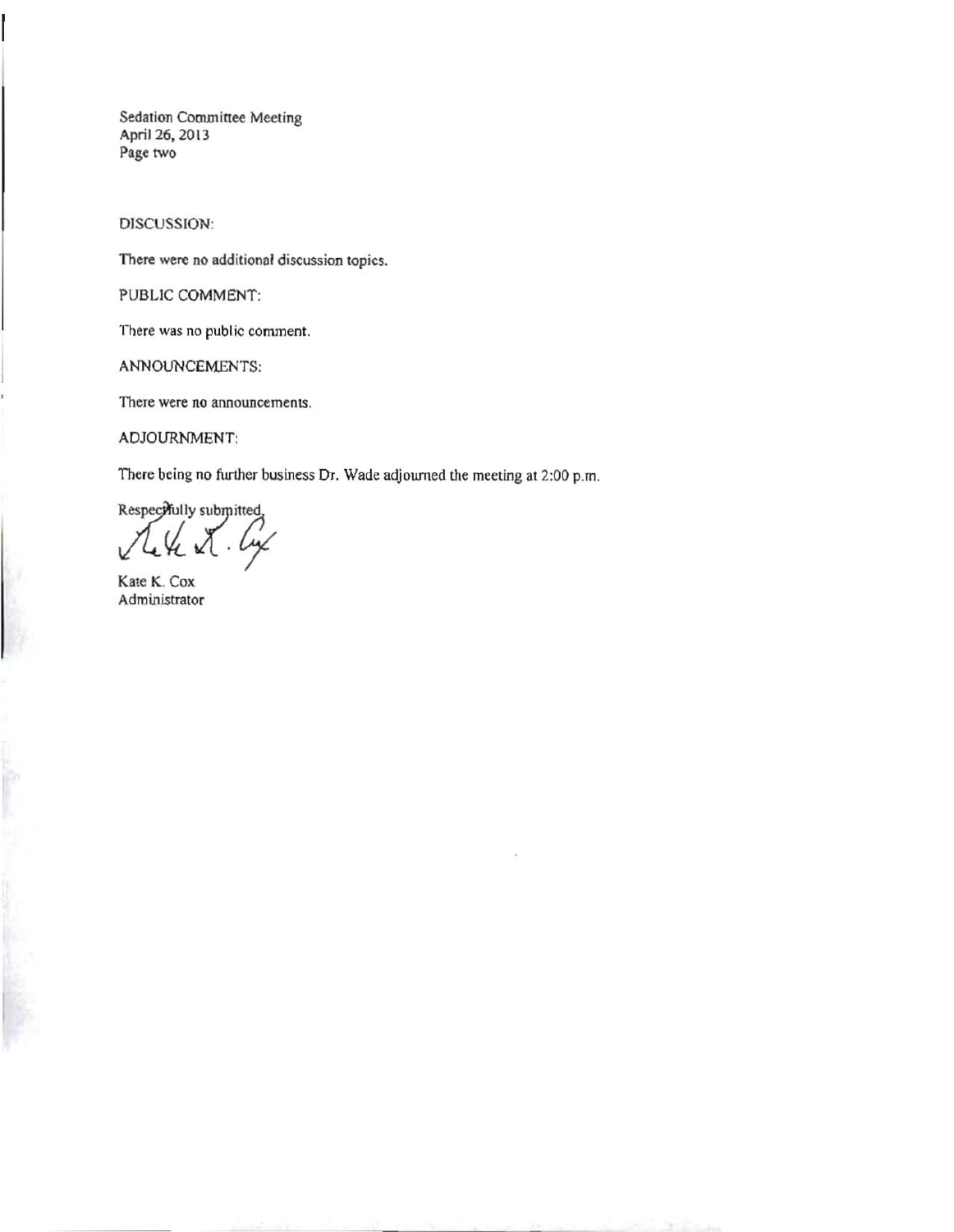Sedation Committee Meeting
April 26, 2013
Page two

DISCUSSION:

There were no additional discussion topics.

PUBLIC COMMENT:

There was no public comment.

ANNOUNCEMENTS:

There were no announcements.

ADJOURNMENT:

There being no further business Dr. Wade adjourned the meeting at 2:00 p.m.

Respectfully submitted,

Kate K. Cox
Administrator